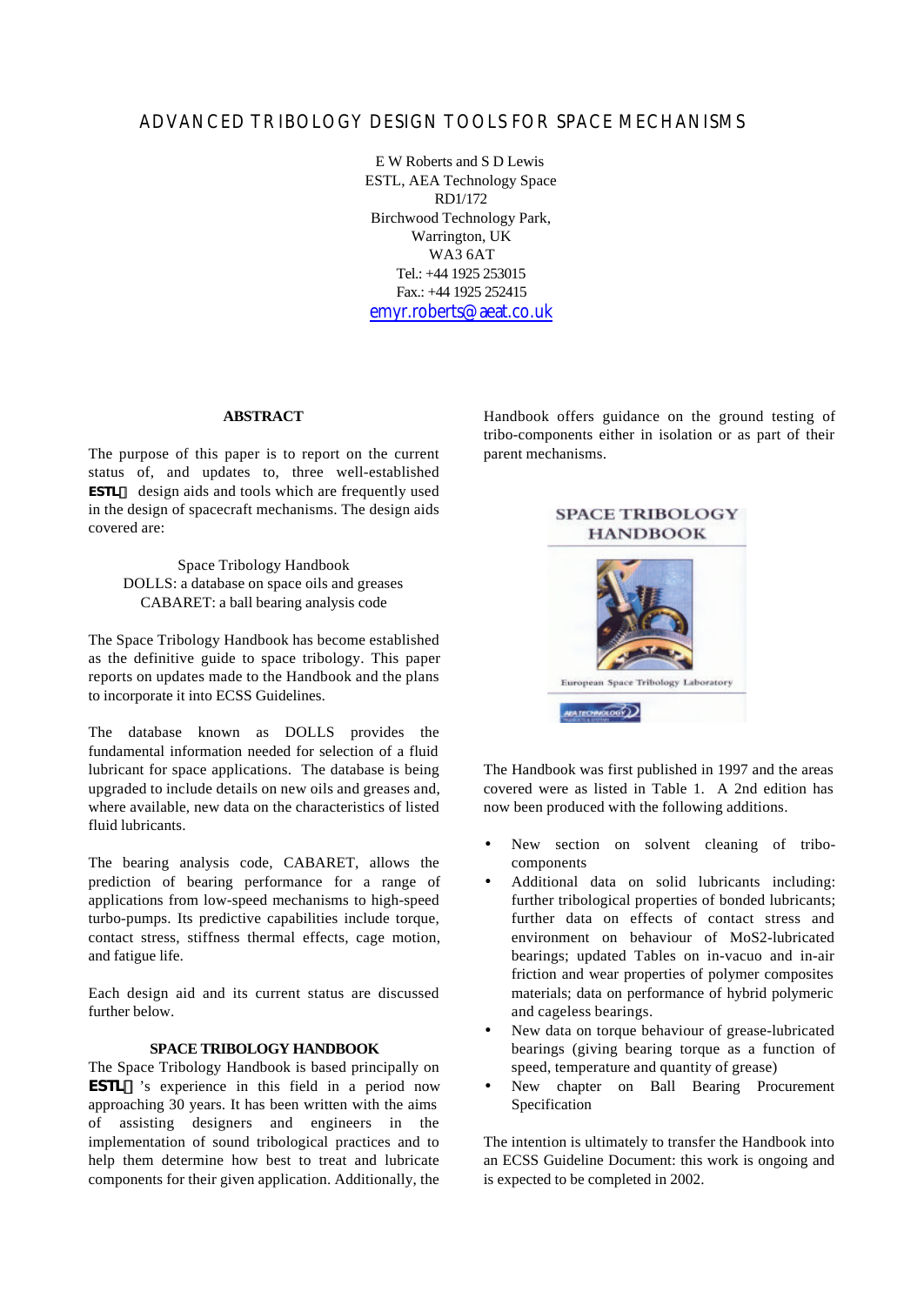# ADVANCED TRIBOLOGY DESIGN TOOLS FOR SPACE MECHANISMS

E W Roberts and S D Lewis
ESTL, AEA Technology Space
RD1/172
Birchwood Technology Park,
Warrington, UK
WA3 6AT
Tel.: +44 1925 253015
Fax.: +44 1925 252415
emyr.roberts@aeat.co.uk

## ABSTRACT

The purpose of this paper is to report on the current status of, and updates to, three well-established **ESTL** design aids and tools which are frequently used in the design of spacecraft mechanisms. The design aids covered are:

Space Tribology Handbook
DOLLS: a database on space oils and greases
CABARET: a ball bearing analysis code

The Space Tribology Handbook has become established as the definitive guide to space tribology. This paper reports on updates made to the Handbook and the plans to incorporate it into ECSS Guidelines.

The database known as DOLLS provides the fundamental information needed for selection of a fluid lubricant for space applications. The database is being upgraded to include details on new oils and greases and, where available, new data on the characteristics of listed fluid lubricants.

The bearing analysis code, CABARET, allows the prediction of bearing performance for a range of applications from low-speed mechanisms to high-speed turbo-pumps. Its predictive capabilities include torque, contact stress, stiffness thermal effects, cage motion, and fatigue life.

Each design aid and its current status are discussed further below.

## SPACE TRIBOLOGY HANDBOOK

The Space Tribology Handbook is based principally on **ESTL**'s experience in this field in a period now approaching 30 years. It has been written with the aims of assisting designers and engineers in the implementation of sound tribological practices and to help them determine how best to treat and lubricate components for their given application. Additionally, the Handbook offers guidance on the ground testing of tribo-components either in isolation or as part of their parent mechanisms.

The Handbook was first published in 1997 and the areas covered were as listed in Table 1. A 2nd edition has now been produced with the following additions.

- New section on solvent cleaning of tribo-components
- Additional data on solid lubricants including: further tribological properties of bonded lubricants; further data on effects of contact stress and environment on behaviour of $MoS_2$-lubricated bearings; updated Tables on in-vacuo and in-air friction and wear properties of polymer composites materials; data on performance of hybrid polymeric and cageless bearings.
- New data on torque behaviour of grease-lubricated bearings (giving bearing torque as a function of speed, temperature and quantity of grease)
- New chapter on Ball Bearing Procurement Specification

The intention is ultimately to transfer the Handbook into an ECSS Guideline Document: this work is ongoing and is expected to be completed in 2002.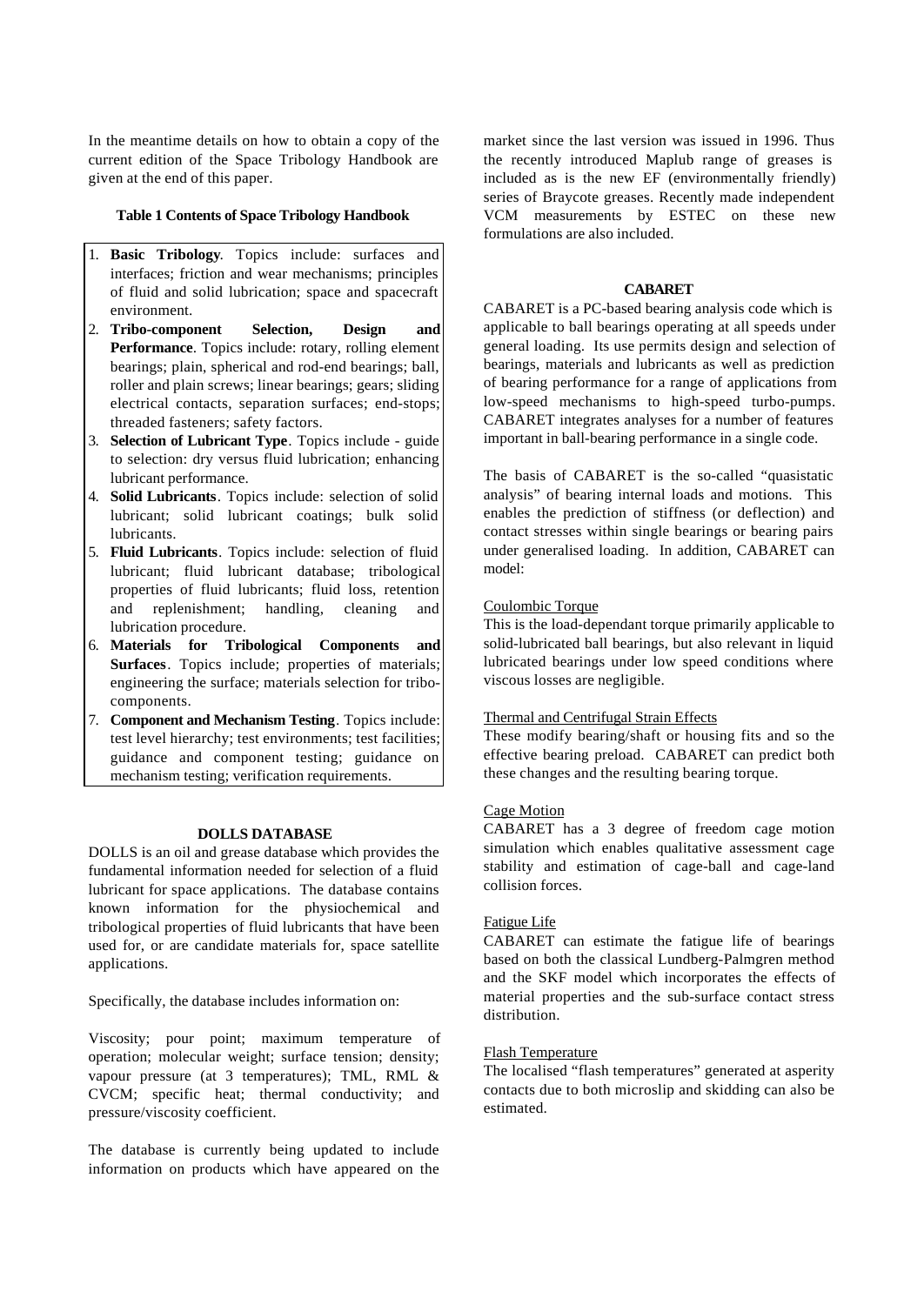In the meantime details on how to obtain a copy of the current edition of the Space Tribology Handbook are given at the end of this paper.

**Table 1 Contents of Space Tribology Handbook**

1. **Basic Tribology**. Topics include: surfaces and interfaces; friction and wear mechanisms; principles of fluid and solid lubrication; space and spacecraft environment.
2. **Tribo-component Selection, Design and Performance**. Topics include: rotary, rolling element bearings; plain, spherical and rod-end bearings; ball, roller and plain screws; linear bearings; gears; sliding electrical contacts, separation surfaces; end-stops; threaded fasteners; safety factors.
3. **Selection of Lubricant Type**. Topics include - guide to selection: dry versus fluid lubrication; enhancing lubricant performance.
4. **Solid Lubricants**. Topics include: selection of solid lubricant; solid lubricant coatings; bulk solid lubricants.
5. **Fluid Lubricants**. Topics include: selection of fluid lubricant; fluid lubricant database; tribological properties of fluid lubricants; fluid loss, retention and replenishment; handling, cleaning and lubrication procedure.
6. **Materials for Tribological Components and Surfaces**. Topics include; properties of materials; engineering the surface; materials selection for tribo-components.
7. **Component and Mechanism Testing**. Topics include: test level hierarchy; test environments; test facilities; guidance and component testing; guidance on mechanism testing; verification requirements.

## DOLLS DATABASE

DOLLS is an oil and grease database which provides the fundamental information needed for selection of a fluid lubricant for space applications. The database contains known information for the physiochemical and tribological properties of fluid lubricants that have been used for, or are candidate materials for, space satellite applications.

Specifically, the database includes information on:

Viscosity; pour point; maximum temperature of operation; molecular weight; surface tension; density; vapour pressure (at 3 temperatures); TML, RML & CVCM; specific heat; thermal conductivity; and pressure/viscosity coefficient.

The database is currently being updated to include information on products which have appeared on the market since the last version was issued in 1996. Thus the recently introduced Maplub range of greases is included as is the new EF (environmentally friendly) series of Braycote greases. Recently made independent VCM measurements by ESTEC on these new formulations are also included.

## CABARET

CABARET is a PC-based bearing analysis code which is applicable to ball bearings operating at all speeds under general loading. Its use permits design and selection of bearings, materials and lubricants as well as prediction of bearing performance for a range of applications from low-speed mechanisms to high-speed turbo-pumps. CABARET integrates analyses for a number of features important in ball-bearing performance in a single code.

The basis of CABARET is the so-called "quasistatic analysis" of bearing internal loads and motions. This enables the prediction of stiffness (or deflection) and contact stresses within single bearings or bearing pairs under generalised loading. In addition, CABARET can model:

Coulombic Torque

This is the load-dependant torque primarily applicable to solid-lubricated ball bearings, but also relevant in liquid lubricated bearings under low speed conditions where viscous losses are negligible.

Thermal and Centrifugal Strain Effects

These modify bearing/shaft or housing fits and so the effective bearing preload. CABARET can predict both these changes and the resulting bearing torque.

Cage Motion

CABARET has a 3 degree of freedom cage motion simulation which enables qualitative assessment cage stability and estimation of cage-ball and cage-land collision forces.

Fatigue Life

CABARET can estimate the fatigue life of bearings based on both the classical Lundberg-Palmgren method and the SKF model which incorporates the effects of material properties and the sub-surface contact stress distribution.

Flash Temperature

The localised "flash temperatures" generated at asperity contacts due to both microslip and skidding can also be estimated.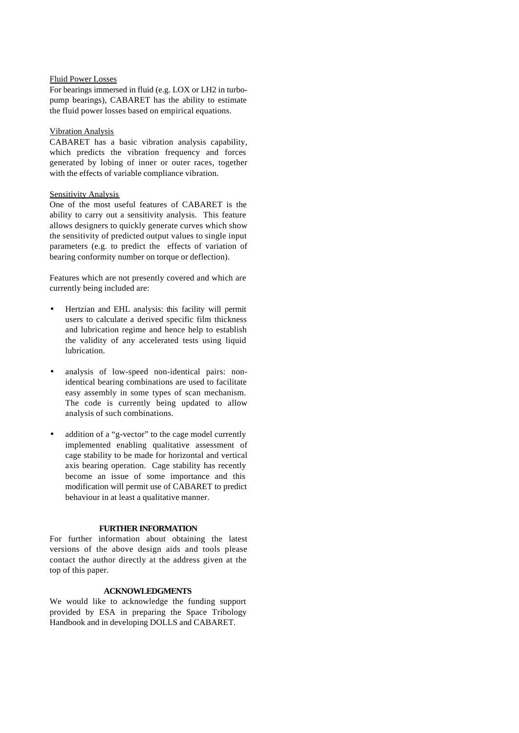Fluid Power Losses

For bearings immersed in fluid (e.g. LOX or LH2 in turbo-pump bearings), CABARET has the ability to estimate the fluid power losses based on empirical equations.

Vibration Analysis

CABARET has a basic vibration analysis capability, which predicts the vibration frequency and forces generated by lobing of inner or outer races, together with the effects of variable compliance vibration.

Sensitivity Analysis

One of the most useful features of CABARET is the ability to carry out a sensitivity analysis. This feature allows designers to quickly generate curves which show the sensitivity of predicted output values to single input parameters (e.g. to predict the effects of variation of bearing conformity number on torque or deflection).

Features which are not presently covered and which are currently being included are:

- Hertzian and EHL analysis: this facility will permit users to calculate a derived specific film thickness and lubrication regime and hence help to establish the validity of any accelerated tests using liquid lubrication.
- analysis of low-speed non-identical pairs: non-identical bearing combinations are used to facilitate easy assembly in some types of scan mechanism. The code is currently being updated to allow analysis of such combinations.
- addition of a "g-vector" to the cage model currently implemented enabling qualitative assessment of cage stability to be made for horizontal and vertical axis bearing operation. Cage stability has recently become an issue of some importance and this modification will permit use of CABARET to predict behaviour in at least a qualitative manner.

## FURTHER INFORMATION

For further information about obtaining the latest versions of the above design aids and tools please contact the author directly at the address given at the top of this paper.

## ACKNOWLEDGMENTS

We would like to acknowledge the funding support provided by ESA in preparing the Space Tribology Handbook and in developing DOLLS and CABARET.